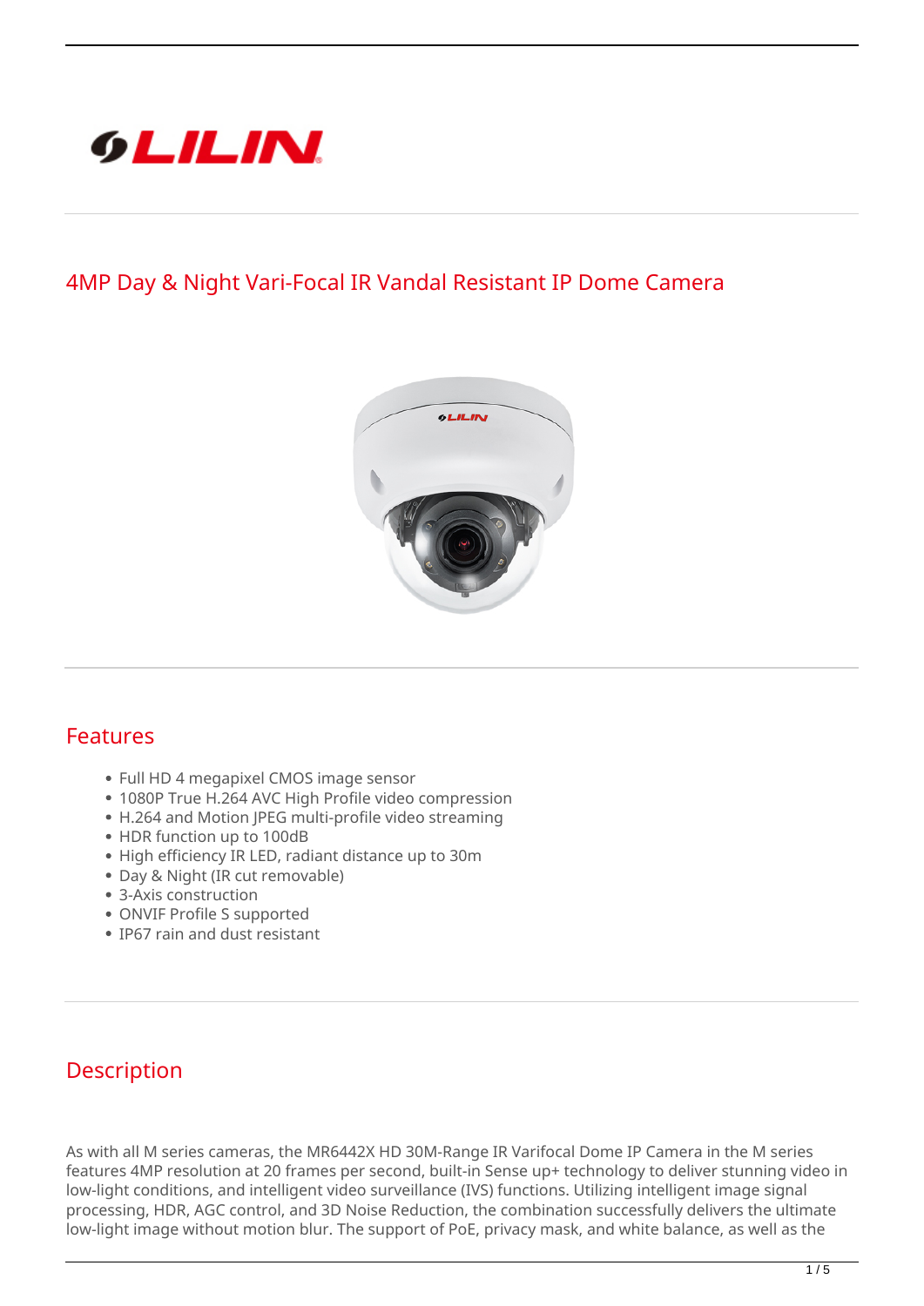# 4MP Day & Night Vari-Focal IR Vandal Resistant IP Dome Camera

## Features

- Full HD 4 megapixel CMOS image sensor
- 1080P True H.264 AVC High Profile video compression
- H.264 and Motion JPEG multi-profile video streaming
- HDR function up to 100dB
- High efficiency IR LED, radiant distance up to 30m
- Day & Night (IR cut removable)
- 3-Axis construction
- ONVIF Profile S supported
- IP67 rain and dust resistant

## Description

As with all M series cameras, the MR6442X HD 30M-Range IR Varifocal Dome IP Camera in the M series features 4MP resolution at 20 frames per second, built-in Sense up+ technology to deliver stunning video in low-light conditions, and intelligent video surveillance (IVS) functions. Utilizing intelligent image signal processing, HDR, AGC control, and 3D Noise Reduction, the combination successfully delivers the ultimate low-light image without motion blur. The support of PoE, privacy mask, and white balance, as well as the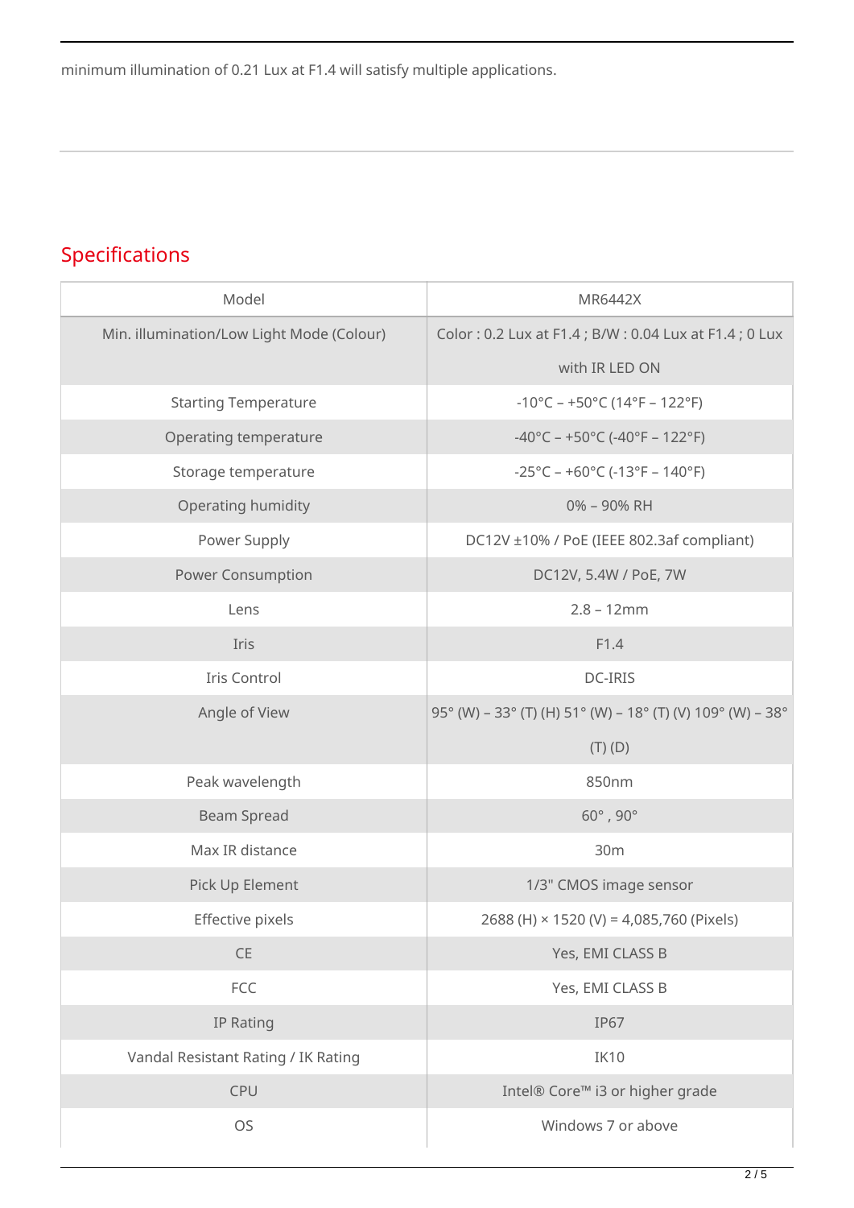minimum illumination of 0.21 Lux at F1.4 will satisfy multiple applications.

## Specifications

| Model | MR6442X |
|---|---|
| Min. illumination/Low Light Mode (Colour) | Color : 0.2 Lux at F1.4 ; B/W : 0.04 Lux at F1.4 ; 0 Lux with IR LED ON |
| Starting Temperature | -10°C – +50°C (14°F – 122°F) |
| Operating temperature | -40°C – +50°C (-40°F – 122°F) |
| Storage temperature | -25°C – +60°C (-13°F – 140°F) |
| Operating humidity | 0% – 90% RH |
| Power Supply | DC12V ±10% / PoE (IEEE 802.3af compliant) |
| Power Consumption | DC12V, 5.4W / PoE, 7W |
| Lens | 2.8 – 12mm |
| Iris | F1.4 |
| Iris Control | DC-IRIS |
| Angle of View | 95° (W) – 33° (T) (H) 51° (W) – 18° (T) (V) 109° (W) – 38° (T) (D) |
| Peak wavelength | 850nm |
| Beam Spread | 60° , 90° |
| Max IR distance | 30m |
| Pick Up Element | 1/3" CMOS image sensor |
| Effective pixels | 2688 (H) × 1520 (V) = 4,085,760 (Pixels) |
| CE | Yes, EMI CLASS B |
| FCC | Yes, EMI CLASS B |
| IP Rating | IP67 |
| Vandal Resistant Rating / IK Rating | IK10 |
| CPU | Intel® Core™ i3 or higher grade |
| OS | Windows 7 or above |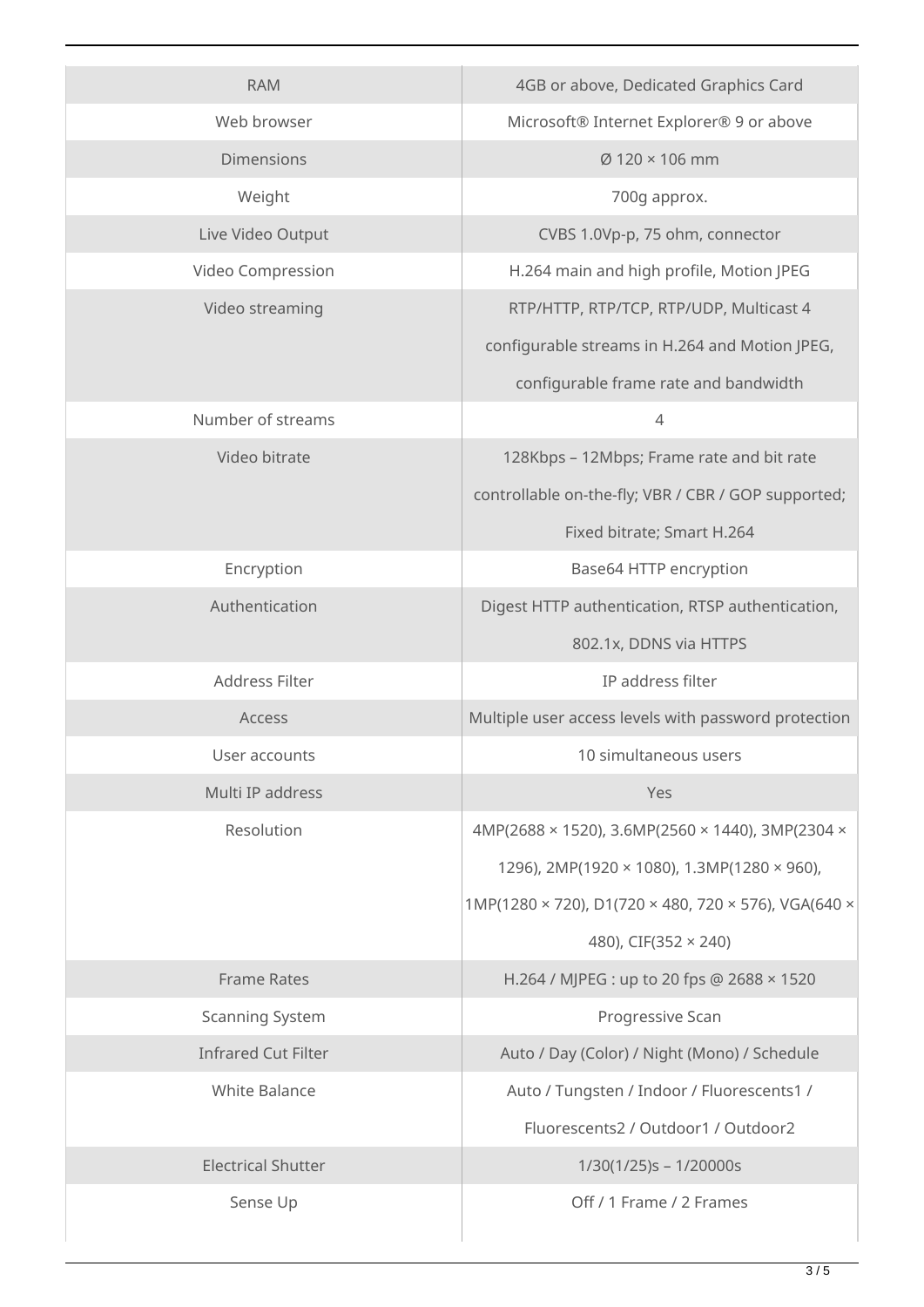| | |
|---|---|
| RAM | 4GB or above, Dedicated Graphics Card |
| Web browser | Microsoft® Internet Explorer® 9 or above |
| Dimensions | Ø 120 × 106 mm |
| Weight | 700g approx. |
| Live Video Output | CVBS 1.0Vp-p, 75 ohm, connector |
| Video Compression | H.264 main and high profile, Motion JPEG |
| Video streaming | RTP/HTTP, RTP/TCP, RTP/UDP, Multicast 4 configurable streams in H.264 and Motion JPEG, configurable frame rate and bandwidth |
| Number of streams | 4 |
| Video bitrate | 128Kbps – 12Mbps; Frame rate and bit rate controllable on-the-fly; VBR / CBR / GOP supported; Fixed bitrate; Smart H.264 |
| Encryption | Base64 HTTP encryption |
| Authentication | Digest HTTP authentication, RTSP authentication, 802.1x, DDNS via HTTPS |
| Address Filter | IP address filter |
| Access | Multiple user access levels with password protection |
| User accounts | 10 simultaneous users |
| Multi IP address | Yes |
| Resolution | 4MP(2688 × 1520), 3.6MP(2560 × 1440), 3MP(2304 × 1296), 2MP(1920 × 1080), 1.3MP(1280 × 960), 1MP(1280 × 720), D1(720 × 480, 720 × 576), VGA(640 × 480), CIF(352 × 240) |
| Frame Rates | H.264 / MJPEG : up to 20 fps @ 2688 × 1520 |
| Scanning System | Progressive Scan |
| Infrared Cut Filter | Auto / Day (Color) / Night (Mono) / Schedule |
| White Balance | Auto / Tungsten / Indoor / Fluorescents1 / Fluorescents2 / Outdoor1 / Outdoor2 |
| Electrical Shutter | 1/30(1/25)s – 1/20000s |
| Sense Up | Off / 1 Frame / 2 Frames |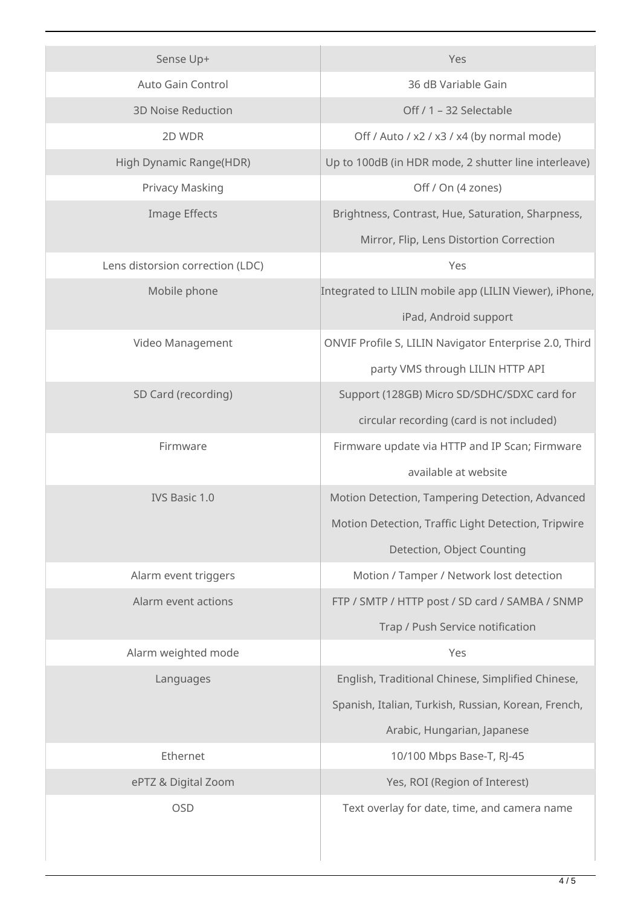| | |
|---|---|
| Sense Up+ | Yes |
| Auto Gain Control | 36 dB Variable Gain |
| 3D Noise Reduction | Off / 1 – 32 Selectable |
| 2D WDR | Off / Auto / x2 / x3 / x4 (by normal mode) |
| High Dynamic Range(HDR) | Up to 100dB (in HDR mode, 2 shutter line interleave) |
| Privacy Masking | Off / On (4 zones) |
| Image Effects | Brightness, Contrast, Hue, Saturation, Sharpness, Mirror, Flip, Lens Distortion Correction |
| Lens distorsion correction (LDC) | Yes |
| Mobile phone | Integrated to LILIN mobile app (LILIN Viewer), iPhone, iPad, Android support |
| Video Management | ONVIF Profile S, LILIN Navigator Enterprise 2.0, Third party VMS through LILIN HTTP API |
| SD Card (recording) | Support (128GB) Micro SD/SDHC/SDXC card for circular recording (card is not included) |
| Firmware | Firmware update via HTTP and IP Scan; Firmware available at website |
| IVS Basic 1.0 | Motion Detection, Tampering Detection, Advanced Motion Detection, Traffic Light Detection, Tripwire Detection, Object Counting |
| Alarm event triggers | Motion / Tamper / Network lost detection |
| Alarm event actions | FTP / SMTP / HTTP post / SD card / SAMBA / SNMP Trap / Push Service notification |
| Alarm weighted mode | Yes |
| Languages | English, Traditional Chinese, Simplified Chinese, Spanish, Italian, Turkish, Russian, Korean, French, Arabic, Hungarian, Japanese |
| Ethernet | 10/100 Mbps Base-T, RJ-45 |
| ePTZ & Digital Zoom | Yes, ROI (Region of Interest) |
| OSD | Text overlay for date, time, and camera name |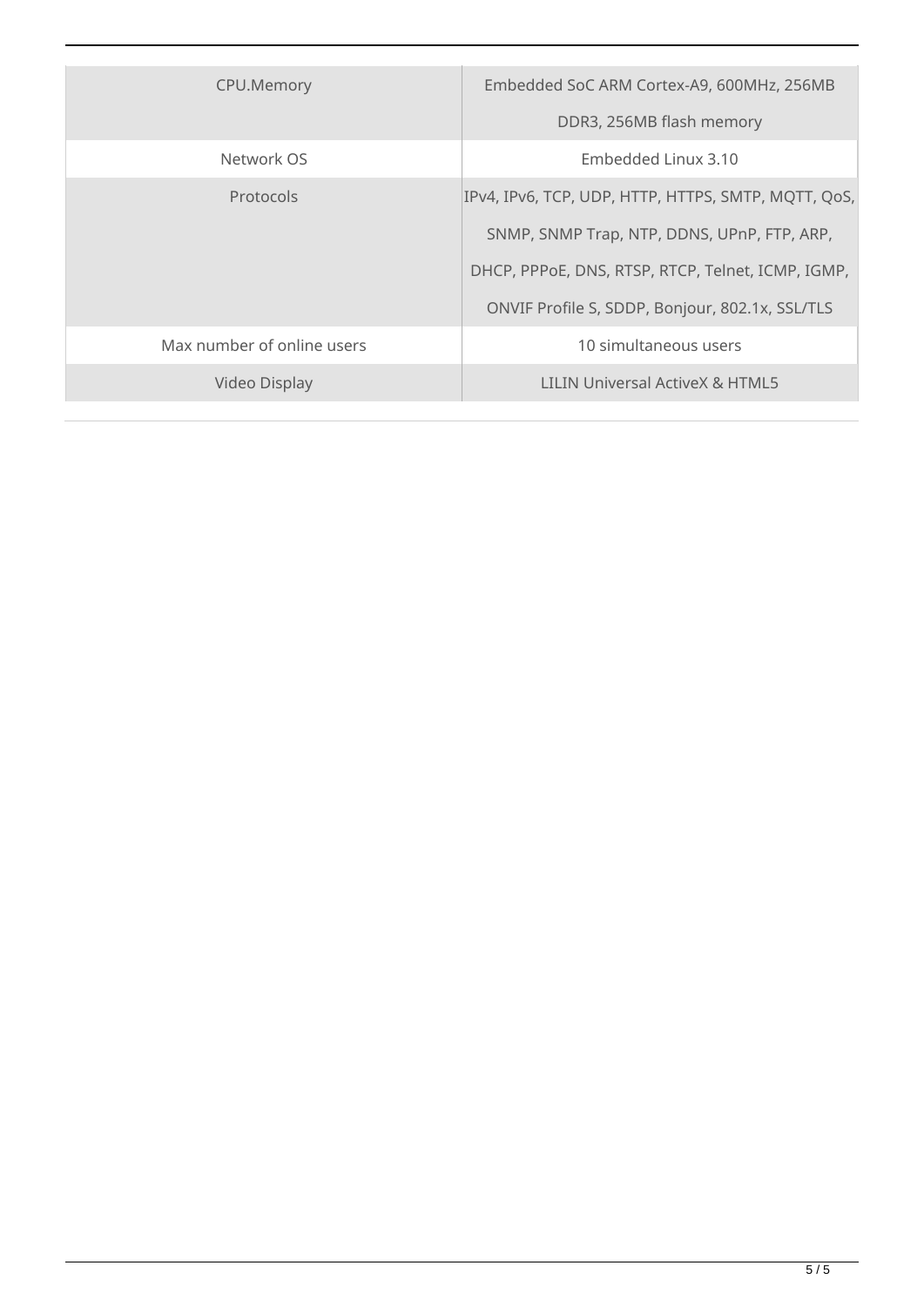| | |
|---|---|
| CPU.Memory | Embedded SoC ARM Cortex-A9, 600MHz, 256MB DDR3, 256MB flash memory |
| Network OS | Embedded Linux 3.10 |
| Protocols | IPv4, IPv6, TCP, UDP, HTTP, HTTPS, SMTP, MQTT, QoS, SNMP, SNMP Trap, NTP, DDNS, UPnP, FTP, ARP, DHCP, PPPoE, DNS, RTSP, RTCP, Telnet, ICMP, IGMP, ONVIF Profile S, SDDP, Bonjour, 802.1x, SSL/TLS |
| Max number of online users | 10 simultaneous users |
| Video Display | LILIN Universal ActiveX & HTML5 |